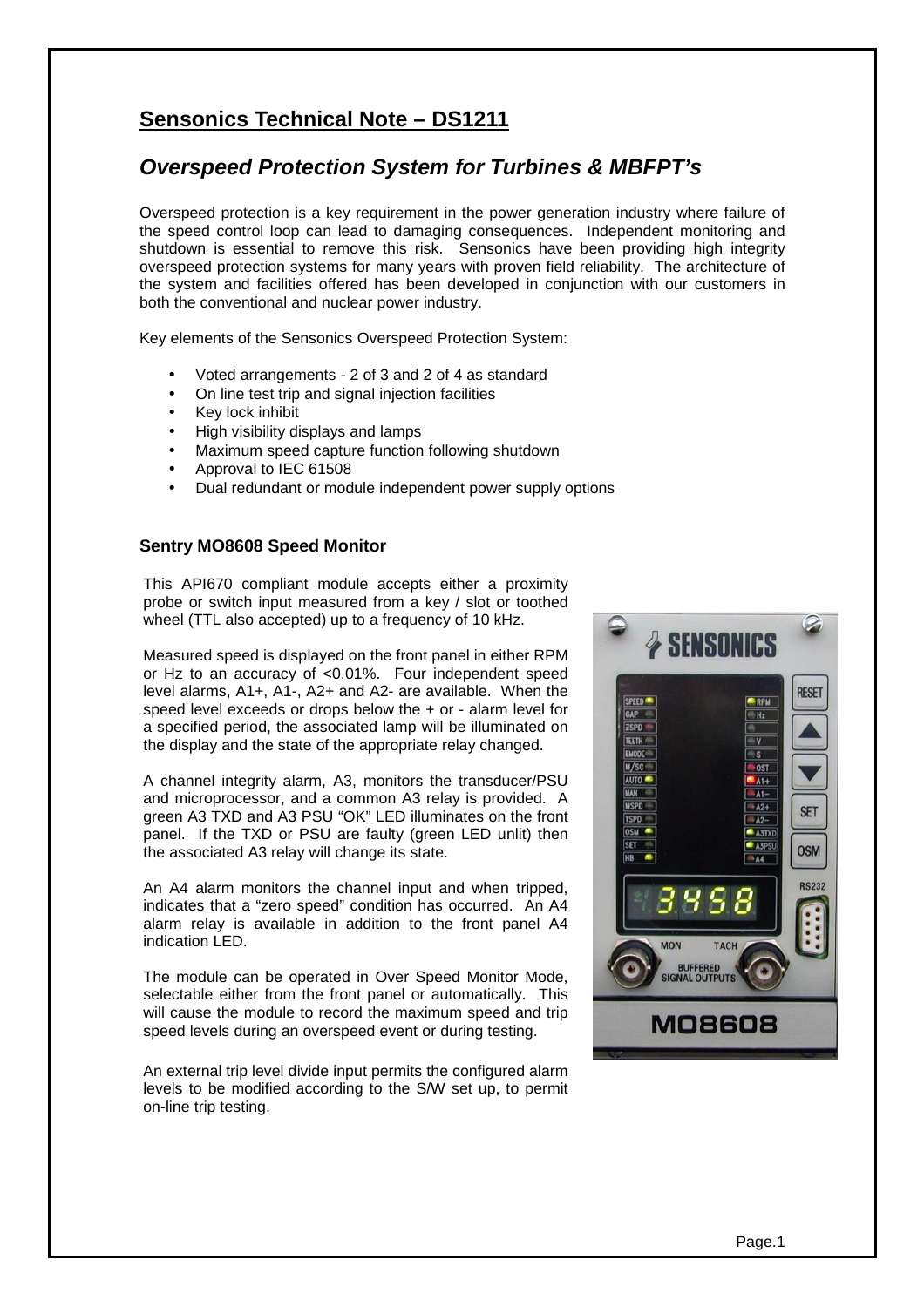# Sensonics Technical Note – DS1211

## *Overspeed Protection System for Turbines & MBFPT's*

Overspeed protection is a key requirement in the power generation industry where failure of the speed control loop can lead to damaging consequences. Independent monitoring and shutdown is essential to remove this risk. Sensonics have been providing high integrity overspeed protection systems for many years with proven field reliability. The architecture of the system and facilities offered has been developed in conjunction with our customers in both the conventional and nuclear power industry.

Key elements of the Sensonics Overspeed Protection System:

- Voted arrangements - 2 of 3 and 2 of 4 as standard
- On line test trip and signal injection facilities
- Key lock inhibit
- High visibility displays and lamps
- Maximum speed capture function following shutdown
- Approval to IEC 61508
- Dual redundant or module independent power supply options

### Sentry MO8608 Speed Monitor

This API670 compliant module accepts either a proximity probe or switch input measured from a key / slot or toothed wheel (TTL also accepted) up to a frequency of 10 kHz.

Measured speed is displayed on the front panel in either RPM or Hz to an accuracy of <0.01%. Four independent speed level alarms, A1+, A1-, A2+ and A2- are available. When the speed level exceeds or drops below the + or - alarm level for a specified period, the associated lamp will be illuminated on the display and the state of the appropriate relay changed.

A channel integrity alarm, A3, monitors the transducer/PSU and microprocessor, and a common A3 relay is provided. A green A3 TXD and A3 PSU "OK" LED illuminates on the front panel. If the TXD or PSU are faulty (green LED unlit) then the associated A3 relay will change its state.

An A4 alarm monitors the channel input and when tripped, indicates that a "zero speed" condition has occurred. An A4 alarm relay is available in addition to the front panel A4 indication LED.

The module can be operated in Over Speed Monitor Mode, selectable either from the front panel or automatically. This will cause the module to record the maximum speed and trip speed levels during an overspeed event or during testing.

An external trip level divide input permits the configured alarm levels to be modified according to the S/W set up, to permit on-line trip testing.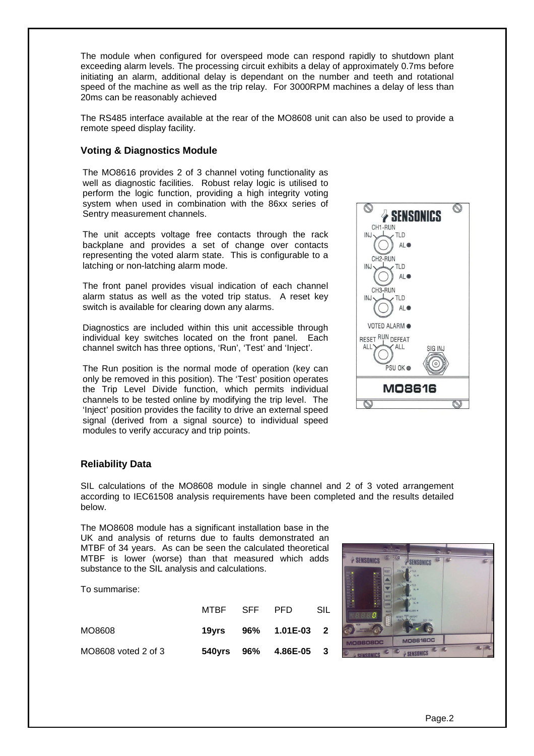The module when configured for overspeed mode can respond rapidly to shutdown plant exceeding alarm levels. The processing circuit exhibits a delay of approximately 0.7ms before initiating an alarm, additional delay is dependant on the number and teeth and rotational speed of the machine as well as the trip relay. For 3000RPM machines a delay of less than 20ms can be reasonably achieved

The RS485 interface available at the rear of the MO8608 unit can also be used to provide a remote speed display facility.

### Voting & Diagnostics Module

The MO8616 provides 2 of 3 channel voting functionality as well as diagnostic facilities. Robust relay logic is utilised to perform the logic function, providing a high integrity voting system when used in combination with the 86xx series of Sentry measurement channels.

The unit accepts voltage free contacts through the rack backplane and provides a set of change over contacts representing the voted alarm state. This is configurable to a latching or non-latching alarm mode.

The front panel provides visual indication of each channel alarm status as well as the voted trip status. A reset key switch is available for clearing down any alarms.

Diagnostics are included within this unit accessible through individual key switches located on the front panel. Each channel switch has three options, 'Run', 'Test' and 'Inject'.

The Run position is the normal mode of operation (key can only be removed in this position). The 'Test' position operates the Trip Level Divide function, which permits individual channels to be tested online by modifying the trip level. The 'Inject' position provides the facility to drive an external speed signal (derived from a signal source) to individual speed modules to verify accuracy and trip points.

### Reliability Data

SIL calculations of the MO8608 module in single channel and 2 of 3 voted arrangement according to IEC61508 analysis requirements have been completed and the results detailed below.

The MO8608 module has a significant installation base in the UK and analysis of returns due to faults demonstrated an MTBF of 34 years. As can be seen the calculated theoretical MTBF is lower (worse) than that measured which adds substance to the SIL analysis and calculations.

To summarise:

| | MTBF | SFF | PFD | SIL |
|---|---|---|---|---|
| MO8608 | **19yrs** | **96%** | **1.01E-03** | **2** |
| MO8608 voted 2 of 3 | **540yrs** | **96%** | **4.86E-05** | **3** |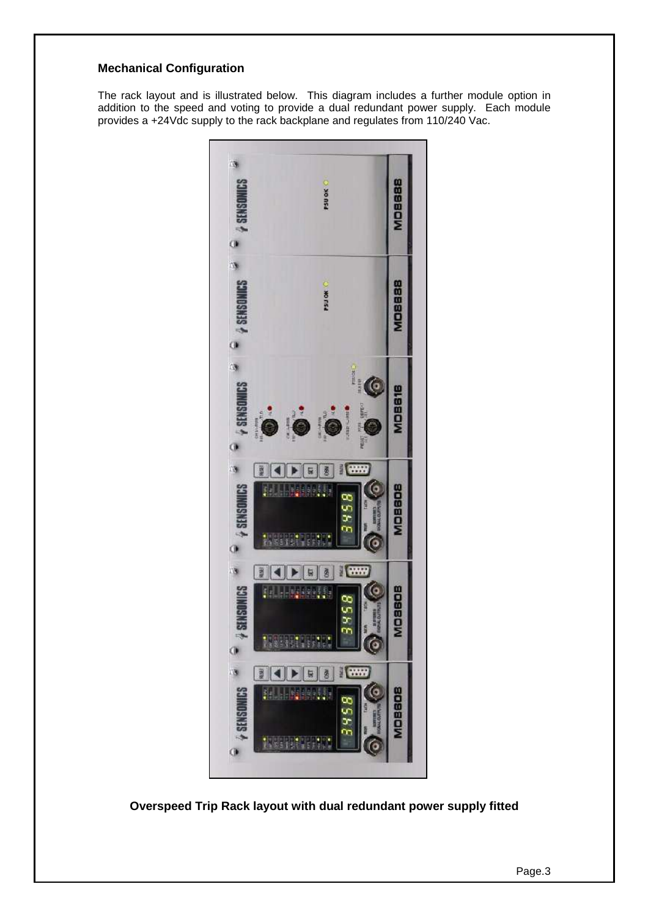**Mechanical Configuration**

The rack layout and is illustrated below. This diagram includes a further module option in addition to the speed and voting to provide a dual redundant power supply. Each module provides a +24Vdc supply to the rack backplane and regulates from 110/240 Vac.

**Overspeed Trip Rack layout with dual redundant power supply fitted**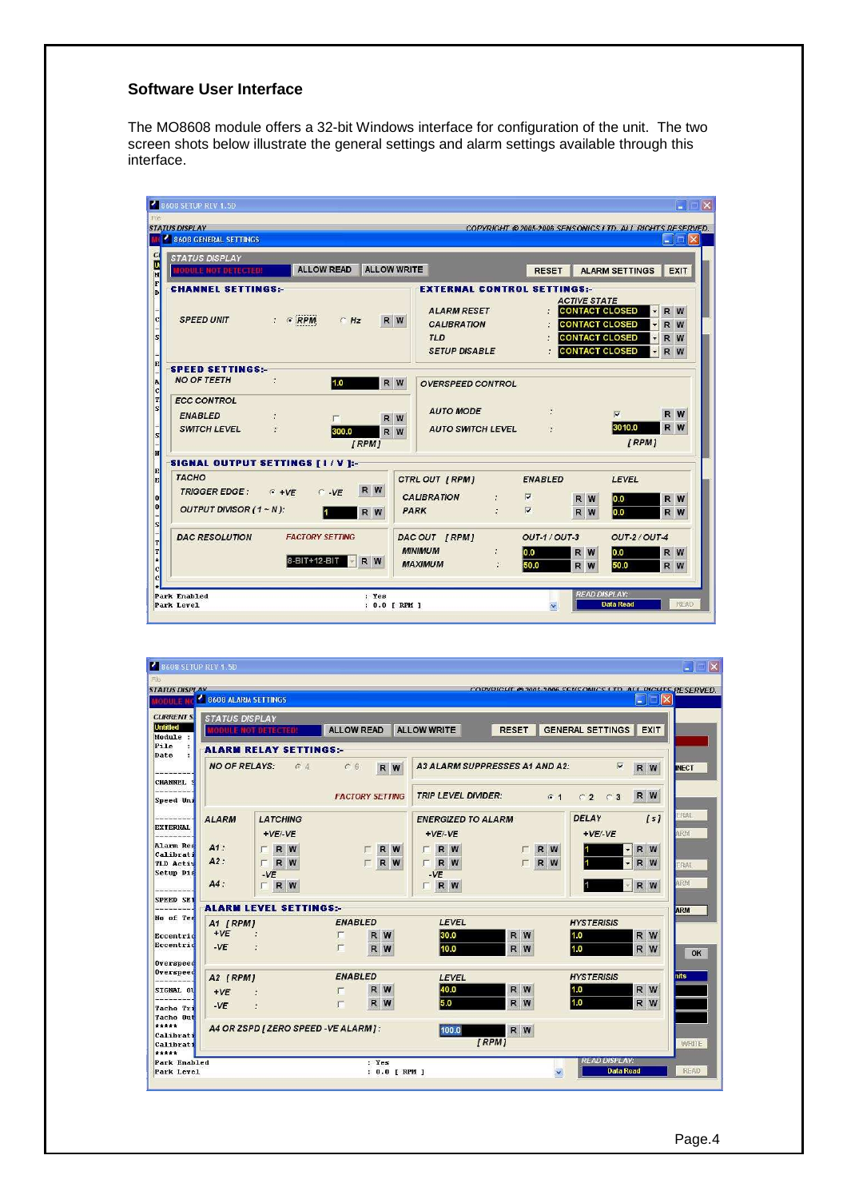### Software User Interface

The MO8608 module offers a 32-bit Windows interface for configuration of the unit. The two screen shots below illustrate the general settings and alarm settings available through this interface.